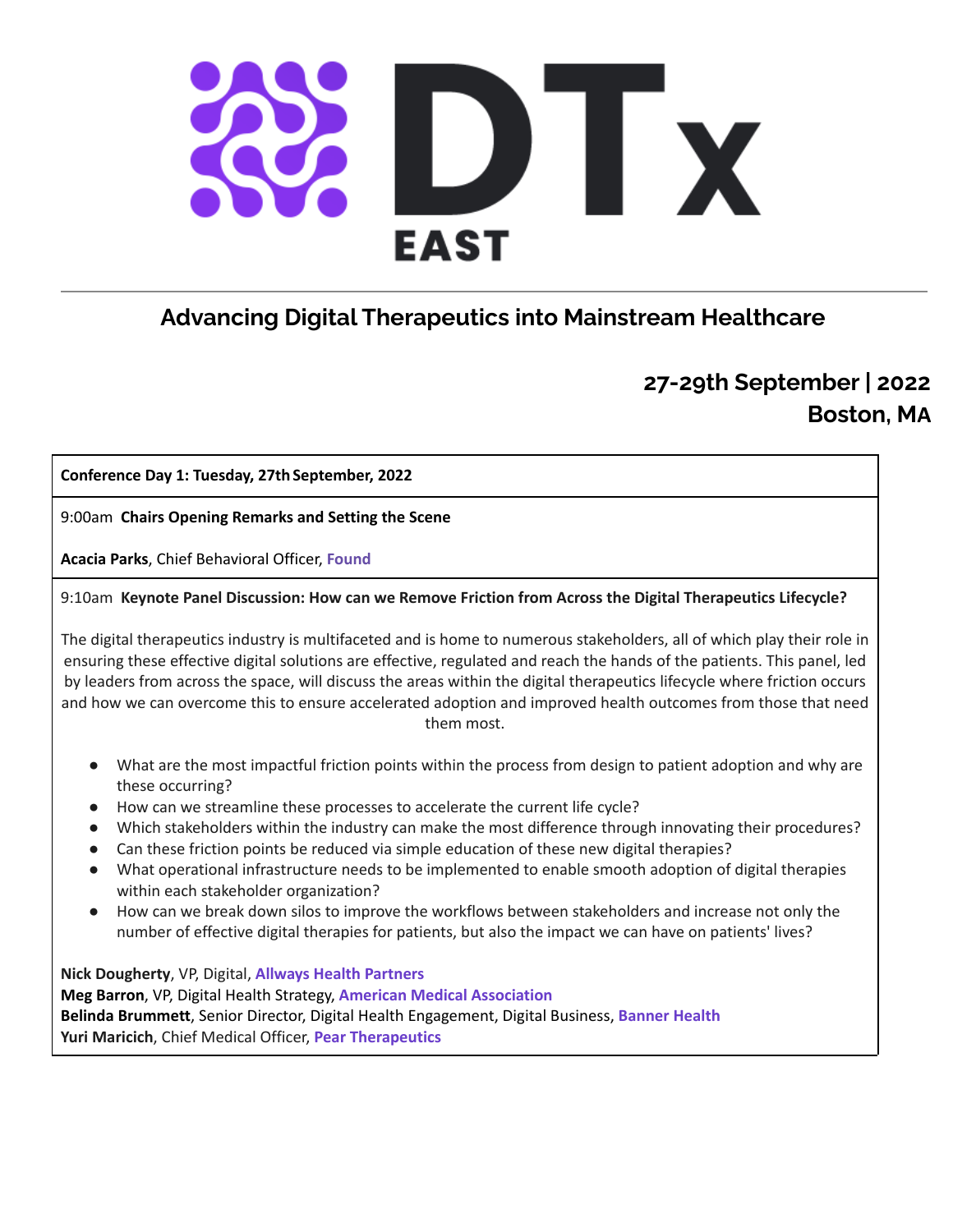# DTx EAST

## Advancing Digital Therapeutics into Mainstream Healthcare

**27-29th September | 2022**
**Boston, MA**

---

**Conference Day 1: Tuesday, 27th September, 2022**

9:00am **Chairs Opening Remarks and Setting the Scene**

**Acacia Parks**, Chief Behavioral Officer, **Found**

---

9:10am **Keynote Panel Discussion: How can we Remove Friction from Across the Digital Therapeutics Lifecycle?**

The digital therapeutics industry is multifaceted and is home to numerous stakeholders, all of which play their role in ensuring these effective digital solutions are effective, regulated and reach the hands of the patients. This panel, led by leaders from across the space, will discuss the areas within the digital therapeutics lifecycle where friction occurs and how we can overcome this to ensure accelerated adoption and improved health outcomes from those that need them most.

- What are the most impactful friction points within the process from design to patient adoption and why are these occurring?
- How can we streamline these processes to accelerate the current life cycle?
- Which stakeholders within the industry can make the most difference through innovating their procedures?
- Can these friction points be reduced via simple education of these new digital therapies?
- What operational infrastructure needs to be implemented to enable smooth adoption of digital therapies within each stakeholder organization?
- How can we break down silos to improve the workflows between stakeholders and increase not only the number of effective digital therapies for patients, but also the impact we can have on patients' lives?

**Nick Dougherty**, VP, Digital, **Allways Health Partners**
**Meg Barron**, VP, Digital Health Strategy, **American Medical Association**
**Belinda Brummett**, Senior Director, Digital Health Engagement, Digital Business, **Banner Health**
**Yuri Maricich**, Chief Medical Officer, **Pear Therapeutics**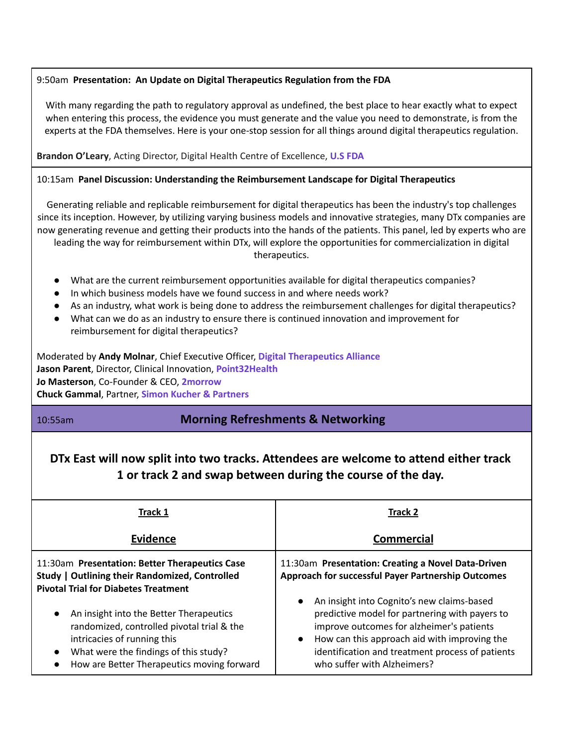9:50am **Presentation: An Update on Digital Therapeutics Regulation from the FDA**

With many regarding the path to regulatory approval as undefined, the best place to hear exactly what to expect when entering this process, the evidence you must generate and the value you need to demonstrate, is from the experts at the FDA themselves. Here is your one-stop session for all things around digital therapeutics regulation.

**Brandon O'Leary**, Acting Director, Digital Health Centre of Excellence, **U.S FDA**

10:15am **Panel Discussion: Understanding the Reimbursement Landscape for Digital Therapeutics**

Generating reliable and replicable reimbursement for digital therapeutics has been the industry's top challenges since its inception. However, by utilizing varying business models and innovative strategies, many DTx companies are now generating revenue and getting their products into the hands of the patients. This panel, led by experts who are leading the way for reimbursement within DTx, will explore the opportunities for commercialization in digital therapeutics.

- What are the current reimbursement opportunities available for digital therapeutics companies?
- In which business models have we found success in and where needs work?
- As an industry, what work is being done to address the reimbursement challenges for digital therapeutics?
- What can we do as an industry to ensure there is continued innovation and improvement for reimbursement for digital therapeutics?

Moderated by **Andy Molnar**, Chief Executive Officer, **Digital Therapeutics Alliance**
**Jason Parent**, Director, Clinical Innovation, **Point32Health**
**Jo Masterson**, Co-Founder & CEO, **2morrow**
**Chuck Gammal**, Partner, **Simon Kucher & Partners**

10:55am **Morning Refreshments & Networking**

**DTx East will now split into two tracks. Attendees are welcome to attend either track 1 or track 2 and swap between during the course of the day.**

| **Track 1**<br><br>**Evidence** | **Track 2**<br><br>**Commercial** |
|---|---|
| 11:30am **Presentation: Better Therapeutics Case Study \| Outlining their Randomized, Controlled Pivotal Trial for Diabetes Treatment**<br><br>• An insight into the Better Therapeutics randomized, controlled pivotal trial & the intricacies of running this<br>• What were the findings of this study?<br>• How are Better Therapeutics moving forward | 11:30am **Presentation: Creating a Novel Data-Driven Approach for successful Payer Partnership Outcomes**<br><br>• An insight into Cognito's new claims-based predictive model for partnering with payers to improve outcomes for alzheimer's patients<br>• How can this approach aid with improving the identification and treatment process of patients who suffer with Alzheimers? |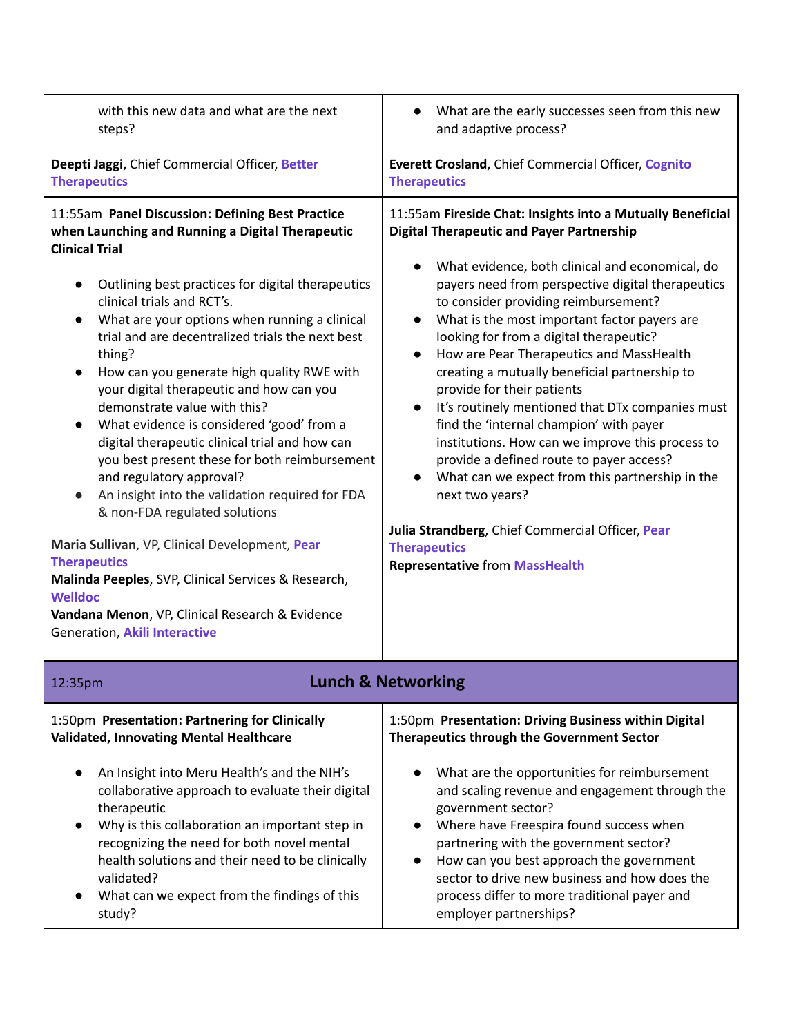with this new data and what are the next steps?

**Deepti Jaggi**, Chief Commercial Officer, **Better Therapeutics**

- What are the early successes seen from this new and adaptive process?

**Everett Crosland**, Chief Commercial Officer, **Cognito Therapeutics**

11:55am **Panel Discussion: Defining Best Practice when Launching and Running a Digital Therapeutic Clinical Trial**

- Outlining best practices for digital therapeutics clinical trials and RCT's.
- What are your options when running a clinical trial and are decentralized trials the next best thing?
- How can you generate high quality RWE with your digital therapeutic and how can you demonstrate value with this?
- What evidence is considered 'good' from a digital therapeutic clinical trial and how can you best present these for both reimbursement and regulatory approval?
- An insight into the validation required for FDA & non-FDA regulated solutions

**Maria Sullivan**, VP, Clinical Development, **Pear Therapeutics**
**Malinda Peeples**, SVP, Clinical Services & Research, **Welldoc**
**Vandana Menon**, VP, Clinical Research & Evidence Generation, **Akili Interactive**

11:55am **Fireside Chat: Insights into a Mutually Beneficial Digital Therapeutic and Payer Partnership**

- What evidence, both clinical and economical, do payers need from perspective digital therapeutics to consider providing reimbursement?
- What is the most important factor payers are looking for from a digital therapeutic?
- How are Pear Therapeutics and MassHealth creating a mutually beneficial partnership to provide for their patients
- It's routinely mentioned that DTx companies must find the 'internal champion' with payer institutions. How can we improve this process to provide a defined route to payer access?
- What can we expect from this partnership in the next two years?

**Julia Strandberg**, Chief Commercial Officer, **Pear Therapeutics**
**Representative** from **MassHealth**

12:35pm **Lunch & Networking**

1:50pm **Presentation: Partnering for Clinically Validated, Innovating Mental Healthcare**

- An Insight into Meru Health's and the NIH's collaborative approach to evaluate their digital therapeutic
- Why is this collaboration an important step in recognizing the need for both novel mental health solutions and their need to be clinically validated?
- What can we expect from the findings of this study?

1:50pm **Presentation: Driving Business within Digital Therapeutics through the Government Sector**

- What are the opportunities for reimbursement and scaling revenue and engagement through the government sector?
- Where have Freespira found success when partnering with the government sector?
- How can you best approach the government sector to drive new business and how does the process differ to more traditional payer and employer partnerships?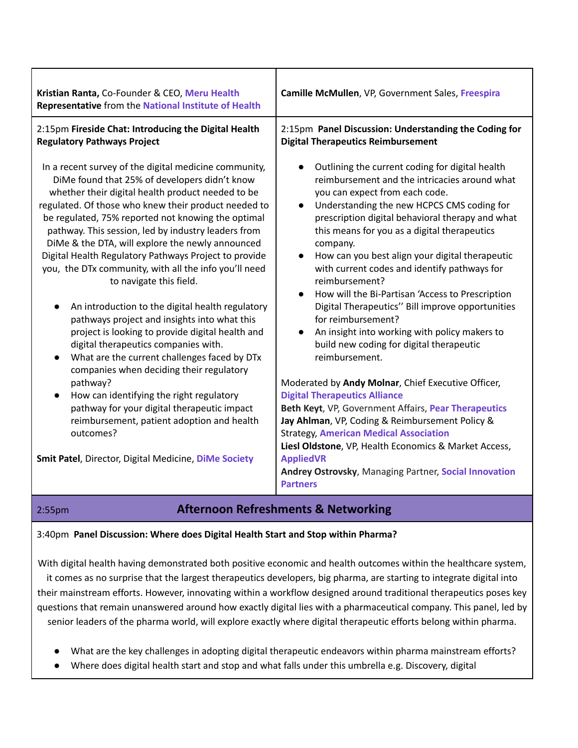**Kristian Ranta,** Co-Founder & CEO, **Meru Health**
**Representative** from the **National Institute of Health**

**Camille McMullen**, VP, Government Sales, **Freespira**

2:15pm **Fireside Chat: Introducing the Digital Health Regulatory Pathways Project**

In a recent survey of the digital medicine community, DiMe found that 25% of developers didn't know whether their digital health product needed to be regulated. Of those who knew their product needed to be regulated, 75% reported not knowing the optimal pathway. This session, led by industry leaders from DiMe & the DTA, will explore the newly announced Digital Health Regulatory Pathways Project to provide you, the DTx community, with all the info you'll need to navigate this field.

- An introduction to the digital health regulatory pathways project and insights into what this project is looking to provide digital health and digital therapeutics companies with.
- What are the current challenges faced by DTx companies when deciding their regulatory pathway?
- How can identifying the right regulatory pathway for your digital therapeutic impact reimbursement, patient adoption and health outcomes?

**Smit Patel**, Director, Digital Medicine, **DiMe Society**

2:15pm **Panel Discussion: Understanding the Coding for Digital Therapeutics Reimbursement**

- Outlining the current coding for digital health reimbursement and the intricacies around what you can expect from each code.
- Understanding the new HCPCS CMS coding for prescription digital behavioral therapy and what this means for you as a digital therapeutics company.
- How can you best align your digital therapeutic with current codes and identify pathways for reimbursement?
- How will the Bi-Partisan 'Access to Prescription Digital Therapeutics'' Bill improve opportunities for reimbursement?
- An insight into working with policy makers to build new coding for digital therapeutic reimbursement.

Moderated by **Andy Molnar**, Chief Executive Officer, **Digital Therapeutics Alliance**
**Beth Keyt**, VP, Government Affairs, **Pear Therapeutics**
**Jay Ahlman**, VP, Coding & Reimbursement Policy & Strategy, **American Medical Association**
**Liesl Oldstone**, VP, Health Economics & Market Access, **AppliedVR**
**Andrey Ostrovsky**, Managing Partner, **Social Innovation Partners**

2:55pm **Afternoon Refreshments & Networking**

3:40pm **Panel Discussion: Where does Digital Health Start and Stop within Pharma?**

With digital health having demonstrated both positive economic and health outcomes within the healthcare system, it comes as no surprise that the largest therapeutics developers, big pharma, are starting to integrate digital into their mainstream efforts. However, innovating within a workflow designed around traditional therapeutics poses key questions that remain unanswered around how exactly digital lies with a pharmaceutical company. This panel, led by senior leaders of the pharma world, will explore exactly where digital therapeutic efforts belong within pharma.

- What are the key challenges in adopting digital therapeutic endeavors within pharma mainstream efforts?
- Where does digital health start and stop and what falls under this umbrella e.g. Discovery, digital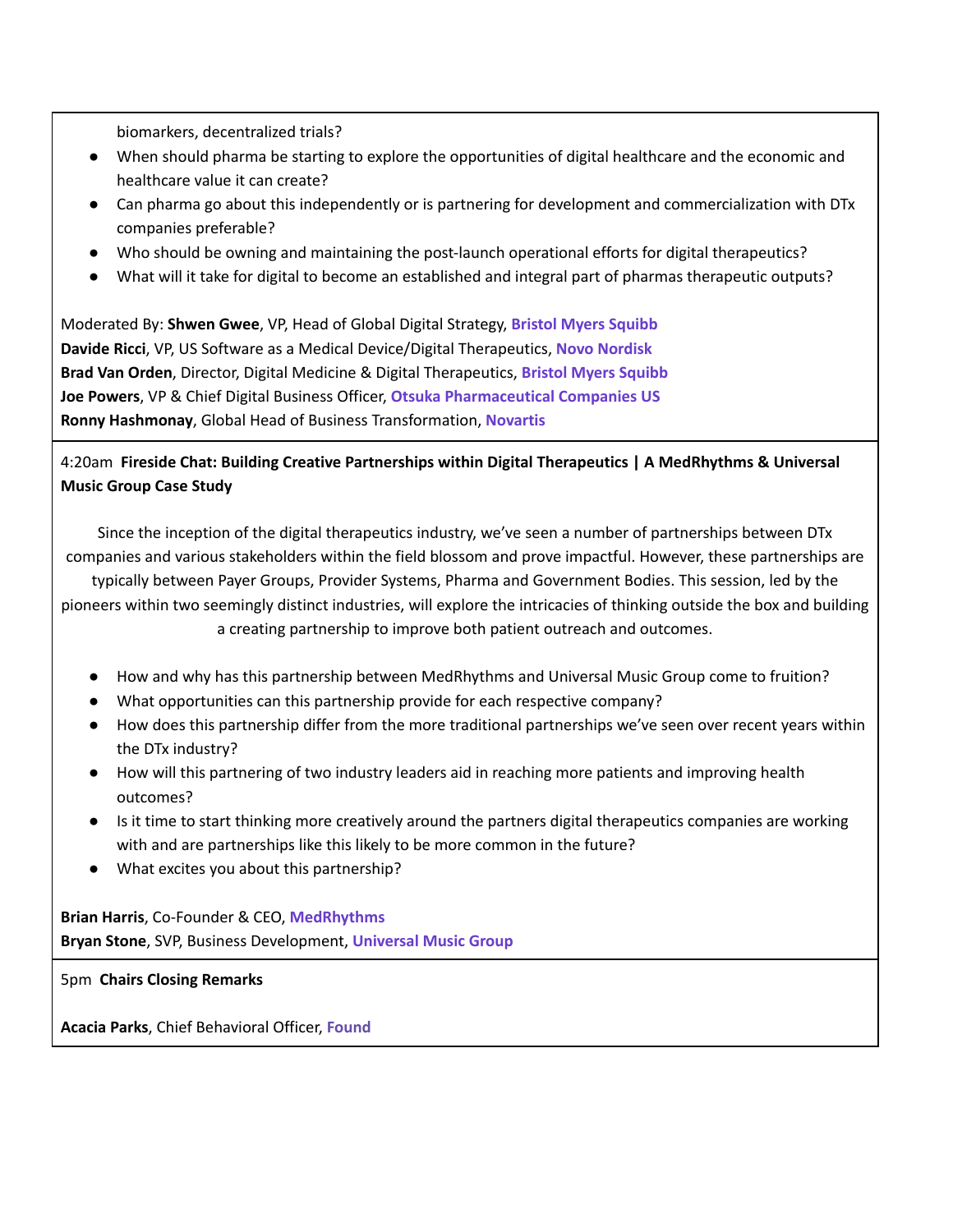biomarkers, decentralized trials?

- When should pharma be starting to explore the opportunities of digital healthcare and the economic and healthcare value it can create?
- Can pharma go about this independently or is partnering for development and commercialization with DTx companies preferable?
- Who should be owning and maintaining the post-launch operational efforts for digital therapeutics?
- What will it take for digital to become an established and integral part of pharmas therapeutic outputs?

Moderated By: **Shwen Gwee**, VP, Head of Global Digital Strategy, **Bristol Myers Squibb**
**Davide Ricci**, VP, US Software as a Medical Device/Digital Therapeutics, **Novo Nordisk**
**Brad Van Orden**, Director, Digital Medicine & Digital Therapeutics, **Bristol Myers Squibb**
**Joe Powers**, VP & Chief Digital Business Officer, **Otsuka Pharmaceutical Companies US**
**Ronny Hashmonay**, Global Head of Business Transformation, **Novartis**

---

4:20am **Fireside Chat: Building Creative Partnerships within Digital Therapeutics | A MedRhythms & Universal Music Group Case Study**

Since the inception of the digital therapeutics industry, we've seen a number of partnerships between DTx companies and various stakeholders within the field blossom and prove impactful. However, these partnerships are typically between Payer Groups, Provider Systems, Pharma and Government Bodies. This session, led by the pioneers within two seemingly distinct industries, will explore the intricacies of thinking outside the box and building a creating partnership to improve both patient outreach and outcomes.

- How and why has this partnership between MedRhythms and Universal Music Group come to fruition?
- What opportunities can this partnership provide for each respective company?
- How does this partnership differ from the more traditional partnerships we've seen over recent years within the DTx industry?
- How will this partnering of two industry leaders aid in reaching more patients and improving health outcomes?
- Is it time to start thinking more creatively around the partners digital therapeutics companies are working with and are partnerships like this likely to be more common in the future?
- What excites you about this partnership?

**Brian Harris**, Co-Founder & CEO, **MedRhythms**
**Bryan Stone**, SVP, Business Development, **Universal Music Group**

---

5pm **Chairs Closing Remarks**

**Acacia Parks**, Chief Behavioral Officer, **Found**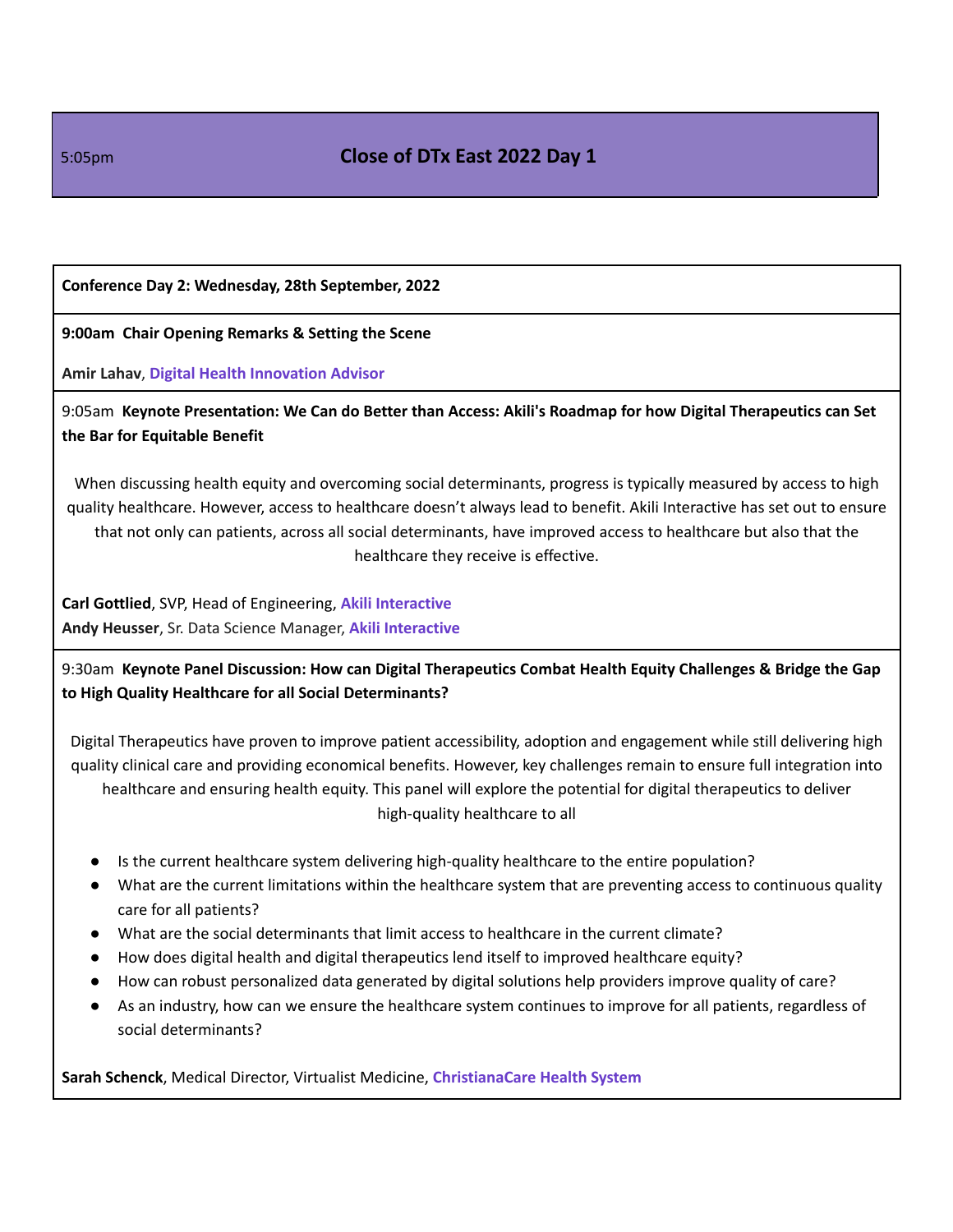5:05pm **Close of DTx East 2022 Day 1**

**Conference Day 2: Wednesday, 28th September, 2022**

**9:00am Chair Opening Remarks & Setting the Scene**

**Amir Lahav**, **Digital Health Innovation Advisor**

9:05am **Keynote Presentation: We Can do Better than Access: Akili's Roadmap for how Digital Therapeutics can Set the Bar for Equitable Benefit**

When discussing health equity and overcoming social determinants, progress is typically measured by access to high quality healthcare. However, access to healthcare doesn't always lead to benefit. Akili Interactive has set out to ensure that not only can patients, across all social determinants, have improved access to healthcare but also that the healthcare they receive is effective.

**Carl Gottlied**, SVP, Head of Engineering, **Akili Interactive**
**Andy Heusser**, Sr. Data Science Manager, **Akili Interactive**

9:30am **Keynote Panel Discussion: How can Digital Therapeutics Combat Health Equity Challenges & Bridge the Gap to High Quality Healthcare for all Social Determinants?**

Digital Therapeutics have proven to improve patient accessibility, adoption and engagement while still delivering high quality clinical care and providing economical benefits. However, key challenges remain to ensure full integration into healthcare and ensuring health equity. This panel will explore the potential for digital therapeutics to deliver high-quality healthcare to all

- Is the current healthcare system delivering high-quality healthcare to the entire population?
- What are the current limitations within the healthcare system that are preventing access to continuous quality care for all patients?
- What are the social determinants that limit access to healthcare in the current climate?
- How does digital health and digital therapeutics lend itself to improved healthcare equity?
- How can robust personalized data generated by digital solutions help providers improve quality of care?
- As an industry, how can we ensure the healthcare system continues to improve for all patients, regardless of social determinants?

**Sarah Schenck**, Medical Director, Virtualist Medicine, **ChristianaCare Health System**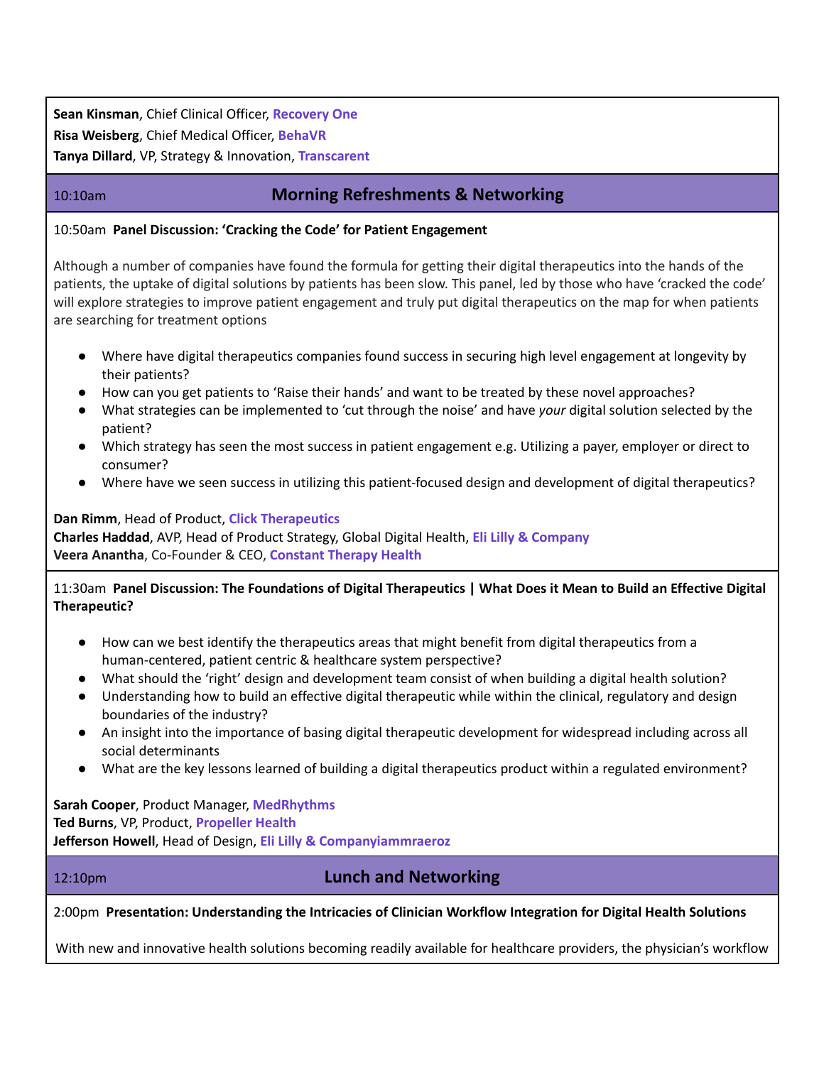**Sean Kinsman**, Chief Clinical Officer, **Recovery One**
**Risa Weisberg**, Chief Medical Officer, **BehaVR**
**Tanya Dillard**, VP, Strategy & Innovation, **Transcarent**

10:10am **Morning Refreshments & Networking**

10:50am **Panel Discussion: 'Cracking the Code' for Patient Engagement**

Although a number of companies have found the formula for getting their digital therapeutics into the hands of the patients, the uptake of digital solutions by patients has been slow. This panel, led by those who have 'cracked the code' will explore strategies to improve patient engagement and truly put digital therapeutics on the map for when patients are searching for treatment options

- Where have digital therapeutics companies found success in securing high level engagement at longevity by their patients?
- How can you get patients to 'Raise their hands' and want to be treated by these novel approaches?
- What strategies can be implemented to 'cut through the noise' and have *your* digital solution selected by the patient?
- Which strategy has seen the most success in patient engagement e.g. Utilizing a payer, employer or direct to consumer?
- Where have we seen success in utilizing this patient-focused design and development of digital therapeutics?

**Dan Rimm**, Head of Product, **Click Therapeutics**
**Charles Haddad**, AVP, Head of Product Strategy, Global Digital Health, **Eli Lilly & Company**
**Veera Anantha**, Co-Founder & CEO, **Constant Therapy Health**

11:30am **Panel Discussion: The Foundations of Digital Therapeutics | What Does it Mean to Build an Effective Digital Therapeutic?**

- How can we best identify the therapeutics areas that might benefit from digital therapeutics from a human-centered, patient centric & healthcare system perspective?
- What should the 'right' design and development team consist of when building a digital health solution?
- Understanding how to build an effective digital therapeutic while within the clinical, regulatory and design boundaries of the industry?
- An insight into the importance of basing digital therapeutic development for widespread including across all social determinants
- What are the key lessons learned of building a digital therapeutics product within a regulated environment?

**Sarah Cooper**, Product Manager, **MedRhythms**
**Ted Burns**, VP, Product, **Propeller Health**
**Jefferson Howell**, Head of Design, **Eli Lilly & Companyiammraeroz**

12:10pm **Lunch and Networking**

2:00pm **Presentation: Understanding the Intricacies of Clinician Workflow Integration for Digital Health Solutions**

With new and innovative health solutions becoming readily available for healthcare providers, the physician's workflow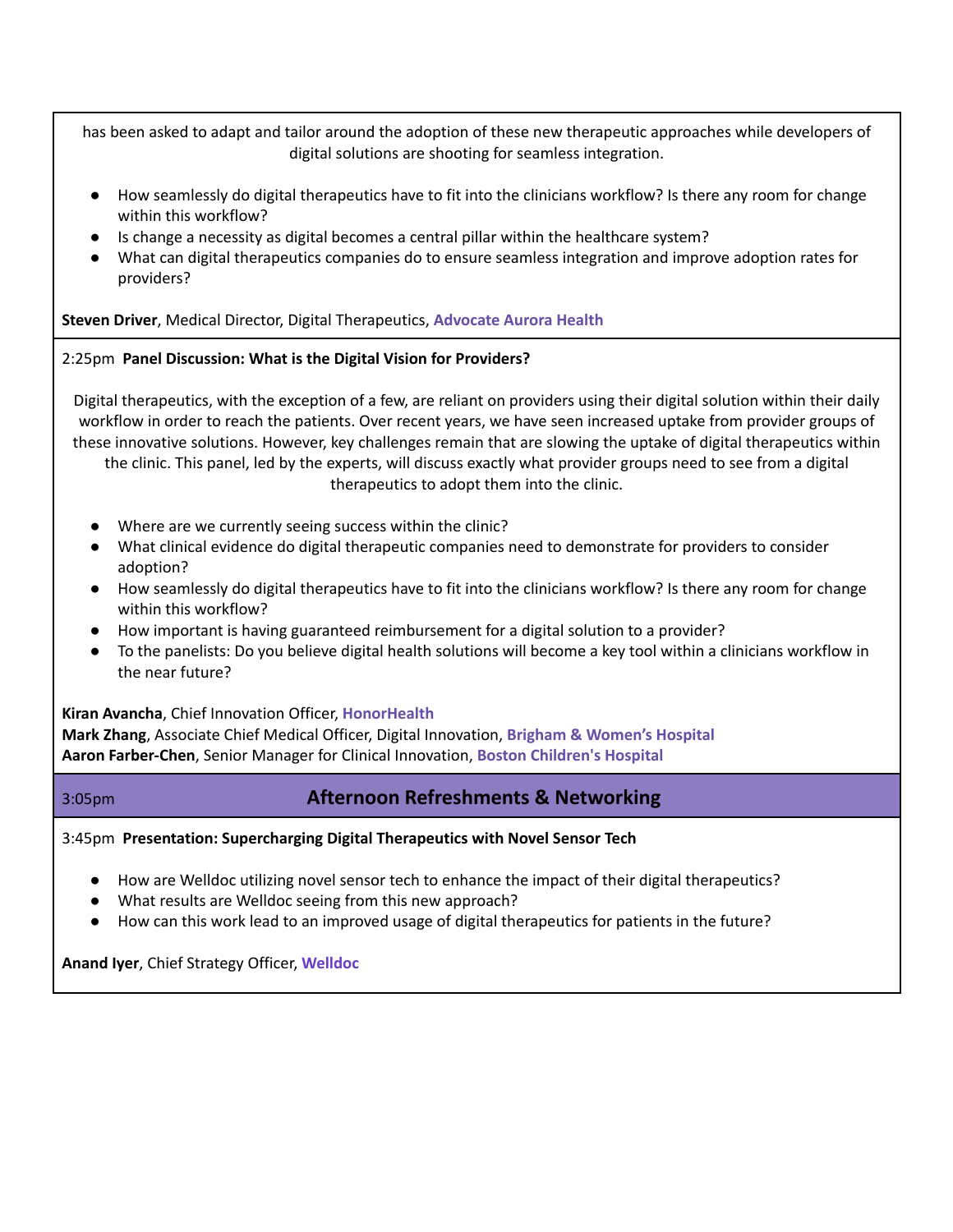has been asked to adapt and tailor around the adoption of these new therapeutic approaches while developers of digital solutions are shooting for seamless integration.

- How seamlessly do digital therapeutics have to fit into the clinicians workflow? Is there any room for change within this workflow?
- Is change a necessity as digital becomes a central pillar within the healthcare system?
- What can digital therapeutics companies do to ensure seamless integration and improve adoption rates for providers?

**Steven Driver**, Medical Director, Digital Therapeutics, **Advocate Aurora Health**

2:25pm **Panel Discussion: What is the Digital Vision for Providers?**

Digital therapeutics, with the exception of a few, are reliant on providers using their digital solution within their daily workflow in order to reach the patients. Over recent years, we have seen increased uptake from provider groups of these innovative solutions. However, key challenges remain that are slowing the uptake of digital therapeutics within the clinic. This panel, led by the experts, will discuss exactly what provider groups need to see from a digital therapeutics to adopt them into the clinic.

- Where are we currently seeing success within the clinic?
- What clinical evidence do digital therapeutic companies need to demonstrate for providers to consider adoption?
- How seamlessly do digital therapeutics have to fit into the clinicians workflow? Is there any room for change within this workflow?
- How important is having guaranteed reimbursement for a digital solution to a provider?
- To the panelists: Do you believe digital health solutions will become a key tool within a clinicians workflow in the near future?

**Kiran Avancha**, Chief Innovation Officer, **HonorHealth**
**Mark Zhang**, Associate Chief Medical Officer, Digital Innovation, **Brigham & Women's Hospital**
**Aaron Farber-Chen**, Senior Manager for Clinical Innovation, **Boston Children's Hospital**

3:05pm **Afternoon Refreshments & Networking**

3:45pm **Presentation: Supercharging Digital Therapeutics with Novel Sensor Tech**

- How are Welldoc utilizing novel sensor tech to enhance the impact of their digital therapeutics?
- What results are Welldoc seeing from this new approach?
- How can this work lead to an improved usage of digital therapeutics for patients in the future?

**Anand Iyer**, Chief Strategy Officer, **Welldoc**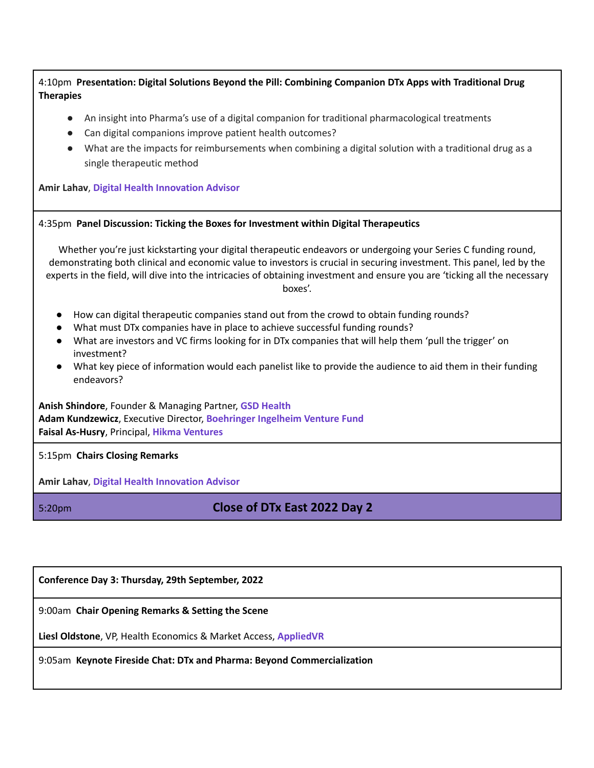4:10pm **Presentation: Digital Solutions Beyond the Pill: Combining Companion DTx Apps with Traditional Drug Therapies**

- An insight into Pharma's use of a digital companion for traditional pharmacological treatments
- Can digital companions improve patient health outcomes?
- What are the impacts for reimbursements when combining a digital solution with a traditional drug as a single therapeutic method

**Amir Lahav**, **Digital Health Innovation Advisor**

4:35pm **Panel Discussion: Ticking the Boxes for Investment within Digital Therapeutics**

Whether you're just kickstarting your digital therapeutic endeavors or undergoing your Series C funding round, demonstrating both clinical and economic value to investors is crucial in securing investment. This panel, led by the experts in the field, will dive into the intricacies of obtaining investment and ensure you are 'ticking all the necessary boxes'.

- How can digital therapeutic companies stand out from the crowd to obtain funding rounds?
- What must DTx companies have in place to achieve successful funding rounds?
- What are investors and VC firms looking for in DTx companies that will help them 'pull the trigger' on investment?
- What key piece of information would each panelist like to provide the audience to aid them in their funding endeavors?

**Anish Shindore**, Founder & Managing Partner, **GSD Health**
**Adam Kundzewicz**, Executive Director, **Boehringer Ingelheim Venture Fund**
**Faisal As-Husry**, Principal, **Hikma Ventures**

5:15pm **Chairs Closing Remarks**

**Amir Lahav**, **Digital Health Innovation Advisor**

5:20pm **Close of DTx East 2022 Day 2**

**Conference Day 3: Thursday, 29th September, 2022**

9:00am **Chair Opening Remarks & Setting the Scene**

**Liesl Oldstone**, VP, Health Economics & Market Access, **AppliedVR**

9:05am **Keynote Fireside Chat: DTx and Pharma: Beyond Commercialization**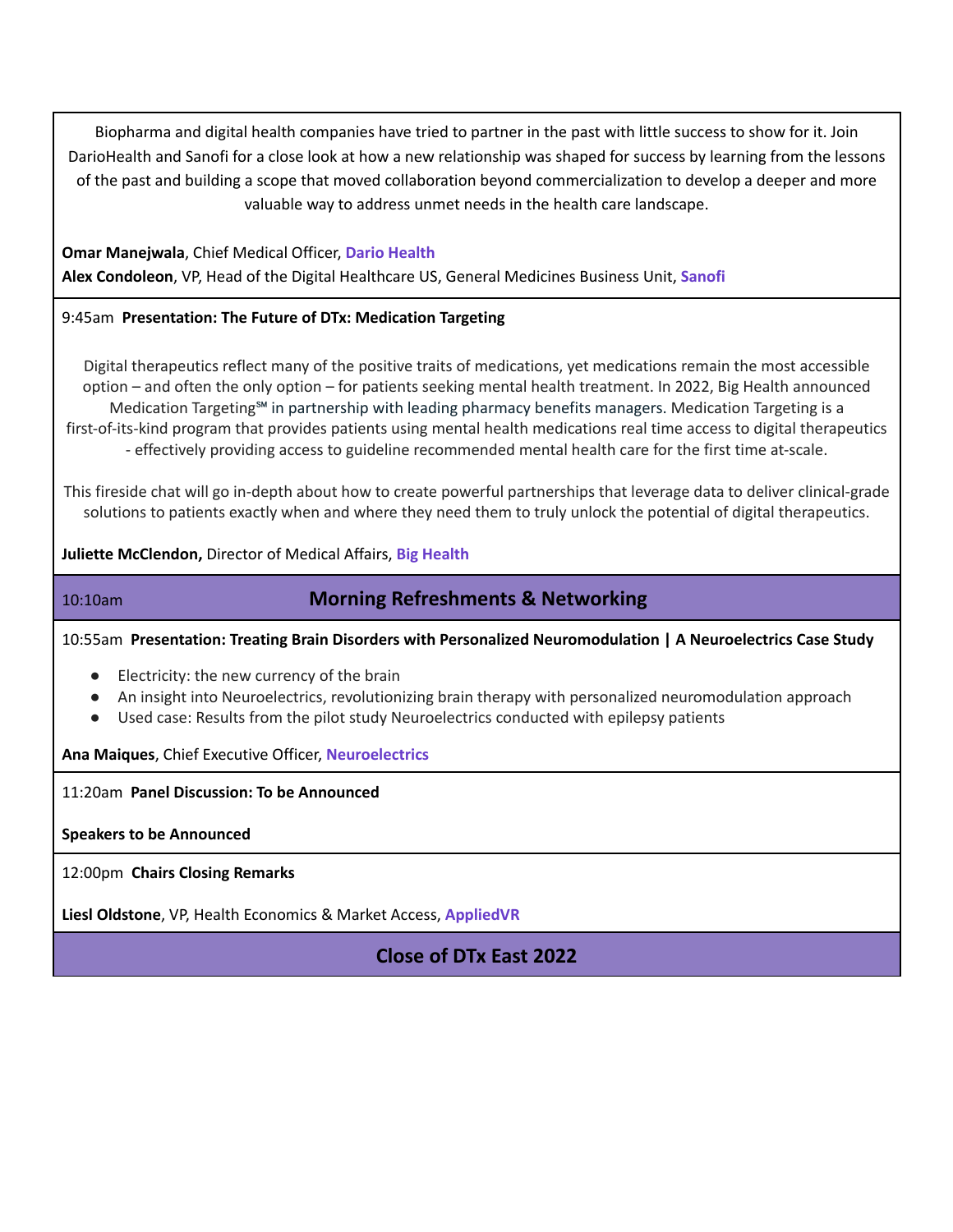Biopharma and digital health companies have tried to partner in the past with little success to show for it. Join DarioHealth and Sanofi for a close look at how a new relationship was shaped for success by learning from the lessons of the past and building a scope that moved collaboration beyond commercialization to develop a deeper and more valuable way to address unmet needs in the health care landscape.

**Omar Manejwala**, Chief Medical Officer, **Dario Health**
**Alex Condoleon**, VP, Head of the Digital Healthcare US, General Medicines Business Unit, **Sanofi**

9:45am **Presentation: The Future of DTx: Medication Targeting**

Digital therapeutics reflect many of the positive traits of medications, yet medications remain the most accessible option – and often the only option – for patients seeking mental health treatment. In 2022, Big Health announced Medication Targeting℠ in partnership with leading pharmacy benefits managers. Medication Targeting is a first-of-its-kind program that provides patients using mental health medications real time access to digital therapeutics - effectively providing access to guideline recommended mental health care for the first time at-scale.

This fireside chat will go in-depth about how to create powerful partnerships that leverage data to deliver clinical-grade solutions to patients exactly when and where they need them to truly unlock the potential of digital therapeutics.

**Juliette McClendon,** Director of Medical Affairs, **Big Health**

10:10am **Morning Refreshments & Networking**

10:55am **Presentation: Treating Brain Disorders with Personalized Neuromodulation | A Neuroelectrics Case Study**

- Electricity: the new currency of the brain
- An insight into Neuroelectrics, revolutionizing brain therapy with personalized neuromodulation approach
- Used case: Results from the pilot study Neuroelectrics conducted with epilepsy patients

**Ana Maiques**, Chief Executive Officer, **Neuroelectrics**

11:20am **Panel Discussion: To be Announced**

**Speakers to be Announced**

12:00pm **Chairs Closing Remarks**

**Liesl Oldstone**, VP, Health Economics & Market Access, **AppliedVR**

**Close of DTx East 2022**